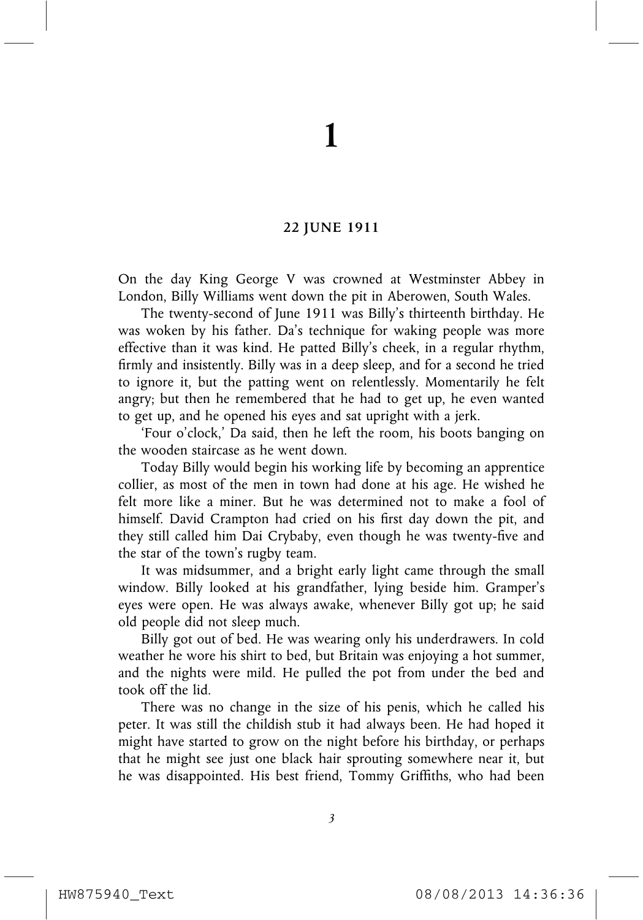# 1

## 22 JUNE 1911

On the day King George V was crowned at Westminster Abbey in London, Billy Williams went down the pit in Aberowen, South Wales.

The twenty-second of June 1911 was Billy's thirteenth birthday. He was woken by his father. Da's technique for waking people was more effective than it was kind. He patted Billy's cheek, in a regular rhythm, firmly and insistently. Billy was in a deep sleep, and for a second he tried to ignore it, but the patting went on relentlessly. Momentarily he felt angry; but then he remembered that he had to get up, he even wanted to get up, and he opened his eyes and sat upright with a jerk.

'Four o'clock,' Da said, then he left the room, his boots banging on the wooden staircase as he went down.

Today Billy would begin his working life by becoming an apprentice collier, as most of the men in town had done at his age. He wished he felt more like a miner. But he was determined not to make a fool of himself. David Crampton had cried on his first day down the pit, and they still called him Dai Crybaby, even though he was twenty-five and the star of the town's rugby team.

It was midsummer, and a bright early light came through the small window. Billy looked at his grandfather, lying beside him. Gramper's eyes were open. He was always awake, whenever Billy got up; he said old people did not sleep much.

Billy got out of bed. He was wearing only his underdrawers. In cold weather he wore his shirt to bed, but Britain was enjoying a hot summer, and the nights were mild. He pulled the pot from under the bed and took off the lid.

There was no change in the size of his penis, which he called his peter. It was still the childish stub it had always been. He had hoped it might have started to grow on the night before his birthday, or perhaps that he might see just one black hair sprouting somewhere near it, but he was disappointed. His best friend, Tommy Griffiths, who had been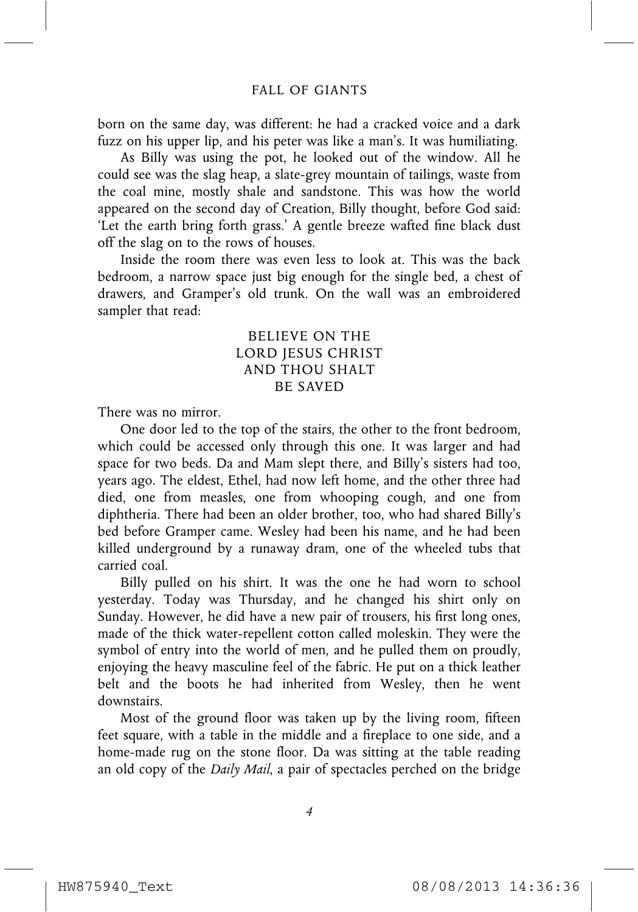born on the same day, was different: he had a cracked voice and a dark fuzz on his upper lip, and his peter was like a man's. It was humiliating.

As Billy was using the pot, he looked out of the window. All he could see was the slag heap, a slate-grey mountain of tailings, waste from the coal mine, mostly shale and sandstone. This was how the world appeared on the second day of Creation, Billy thought, before God said: 'Let the earth bring forth grass.' A gentle breeze wafted fine black dust off the slag on to the rows of houses.

Inside the room there was even less to look at. This was the back bedroom, a narrow space just big enough for the single bed, a chest of drawers, and Gramper's old trunk. On the wall was an embroidered sampler that read:

BELIEVE ON THE
LORD JESUS CHRIST
AND THOU SHALT
BE SAVED

There was no mirror.

One door led to the top of the stairs, the other to the front bedroom, which could be accessed only through this one. It was larger and had space for two beds. Da and Mam slept there, and Billy's sisters had too, years ago. The eldest, Ethel, had now left home, and the other three had died, one from measles, one from whooping cough, and one from diphtheria. There had been an older brother, too, who had shared Billy's bed before Gramper came. Wesley had been his name, and he had been killed underground by a runaway dram, one of the wheeled tubs that carried coal.

Billy pulled on his shirt. It was the one he had worn to school yesterday. Today was Thursday, and he changed his shirt only on Sunday. However, he did have a new pair of trousers, his first long ones, made of the thick water-repellent cotton called moleskin. They were the symbol of entry into the world of men, and he pulled them on proudly, enjoying the heavy masculine feel of the fabric. He put on a thick leather belt and the boots he had inherited from Wesley, then he went downstairs.

Most of the ground floor was taken up by the living room, fifteen feet square, with a table in the middle and a fireplace to one side, and a home-made rug on the stone floor. Da was sitting at the table reading an old copy of the *Daily Mail*, a pair of spectacles perched on the bridge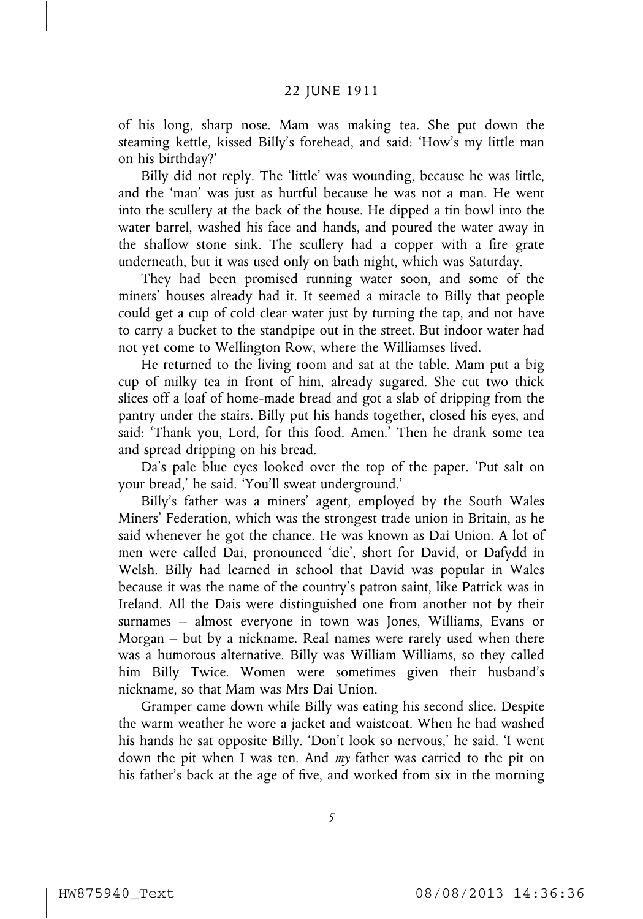of his long, sharp nose. Mam was making tea. She put down the steaming kettle, kissed Billy's forehead, and said: 'How's my little man on his birthday?'

Billy did not reply. The 'little' was wounding, because he was little, and the 'man' was just as hurtful because he was not a man. He went into the scullery at the back of the house. He dipped a tin bowl into the water barrel, washed his face and hands, and poured the water away in the shallow stone sink. The scullery had a copper with a fire grate underneath, but it was used only on bath night, which was Saturday.

They had been promised running water soon, and some of the miners' houses already had it. It seemed a miracle to Billy that people could get a cup of cold clear water just by turning the tap, and not have to carry a bucket to the standpipe out in the street. But indoor water had not yet come to Wellington Row, where the Williamses lived.

He returned to the living room and sat at the table. Mam put a big cup of milky tea in front of him, already sugared. She cut two thick slices off a loaf of home-made bread and got a slab of dripping from the pantry under the stairs. Billy put his hands together, closed his eyes, and said: 'Thank you, Lord, for this food. Amen.' Then he drank some tea and spread dripping on his bread.

Da's pale blue eyes looked over the top of the paper. 'Put salt on your bread,' he said. 'You'll sweat underground.'

Billy's father was a miners' agent, employed by the South Wales Miners' Federation, which was the strongest trade union in Britain, as he said whenever he got the chance. He was known as Dai Union. A lot of men were called Dai, pronounced 'die', short for David, or Dafydd in Welsh. Billy had learned in school that David was popular in Wales because it was the name of the country's patron saint, like Patrick was in Ireland. All the Dais were distinguished one from another not by their surnames – almost everyone in town was Jones, Williams, Evans or Morgan – but by a nickname. Real names were rarely used when there was a humorous alternative. Billy was William Williams, so they called him Billy Twice. Women were sometimes given their husband's nickname, so that Mam was Mrs Dai Union.

Gramper came down while Billy was eating his second slice. Despite the warm weather he wore a jacket and waistcoat. When he had washed his hands he sat opposite Billy. 'Don't look so nervous,' he said. 'I went down the pit when I was ten. And *my* father was carried to the pit on his father's back at the age of five, and worked from six in the morning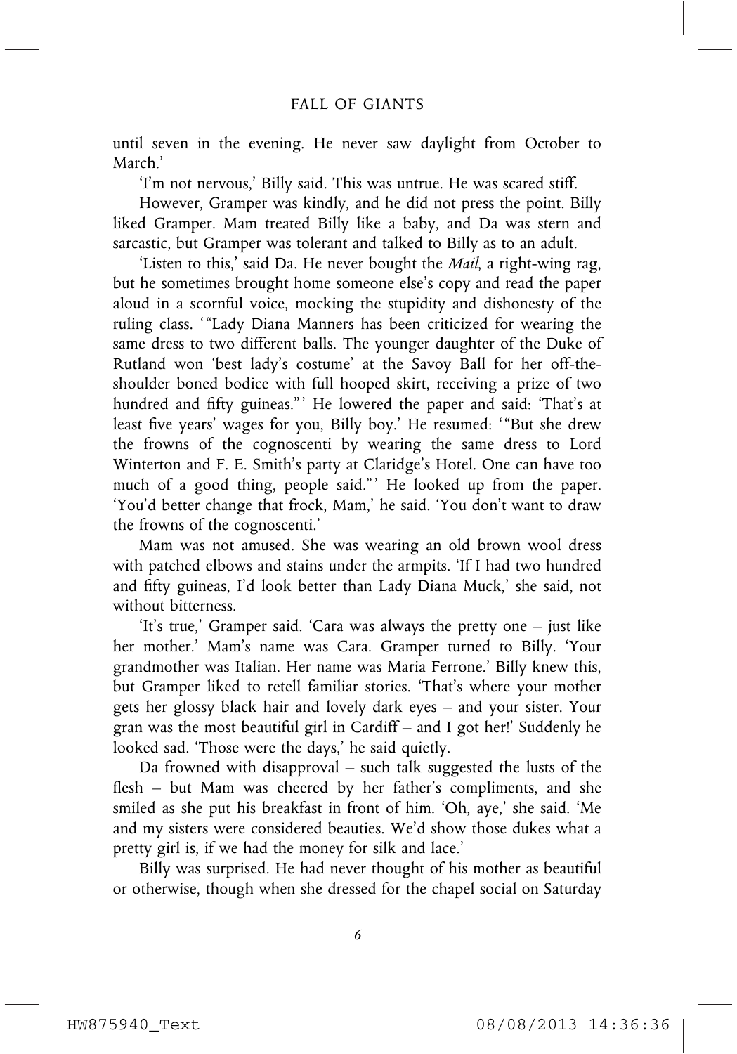until seven in the evening. He never saw daylight from October to March.'

'I'm not nervous,' Billy said. This was untrue. He was scared stiff.

However, Gramper was kindly, and he did not press the point. Billy liked Gramper. Mam treated Billy like a baby, and Da was stern and sarcastic, but Gramper was tolerant and talked to Billy as to an adult.

'Listen to this,' said Da. He never bought the *Mail*, a right-wing rag, but he sometimes brought home someone else's copy and read the paper aloud in a scornful voice, mocking the stupidity and dishonesty of the ruling class. '"Lady Diana Manners has been criticized for wearing the same dress to two different balls. The younger daughter of the Duke of Rutland won 'best lady's costume' at the Savoy Ball for her off-the-shoulder boned bodice with full hooped skirt, receiving a prize of two hundred and fifty guineas."' He lowered the paper and said: 'That's at least five years' wages for you, Billy boy.' He resumed: '"But she drew the frowns of the cognoscenti by wearing the same dress to Lord Winterton and F. E. Smith's party at Claridge's Hotel. One can have too much of a good thing, people said."' He looked up from the paper. 'You'd better change that frock, Mam,' he said. 'You don't want to draw the frowns of the cognoscenti.'

Mam was not amused. She was wearing an old brown wool dress with patched elbows and stains under the armpits. 'If I had two hundred and fifty guineas, I'd look better than Lady Diana Muck,' she said, not without bitterness.

'It's true,' Gramper said. 'Cara was always the pretty one – just like her mother.' Mam's name was Cara. Gramper turned to Billy. 'Your grandmother was Italian. Her name was Maria Ferrone.' Billy knew this, but Gramper liked to retell familiar stories. 'That's where your mother gets her glossy black hair and lovely dark eyes – and your sister. Your gran was the most beautiful girl in Cardiff – and I got her!' Suddenly he looked sad. 'Those were the days,' he said quietly.

Da frowned with disapproval – such talk suggested the lusts of the flesh – but Mam was cheered by her father's compliments, and she smiled as she put his breakfast in front of him. 'Oh, aye,' she said. 'Me and my sisters were considered beauties. We'd show those dukes what a pretty girl is, if we had the money for silk and lace.'

Billy was surprised. He had never thought of his mother as beautiful or otherwise, though when she dressed for the chapel social on Saturday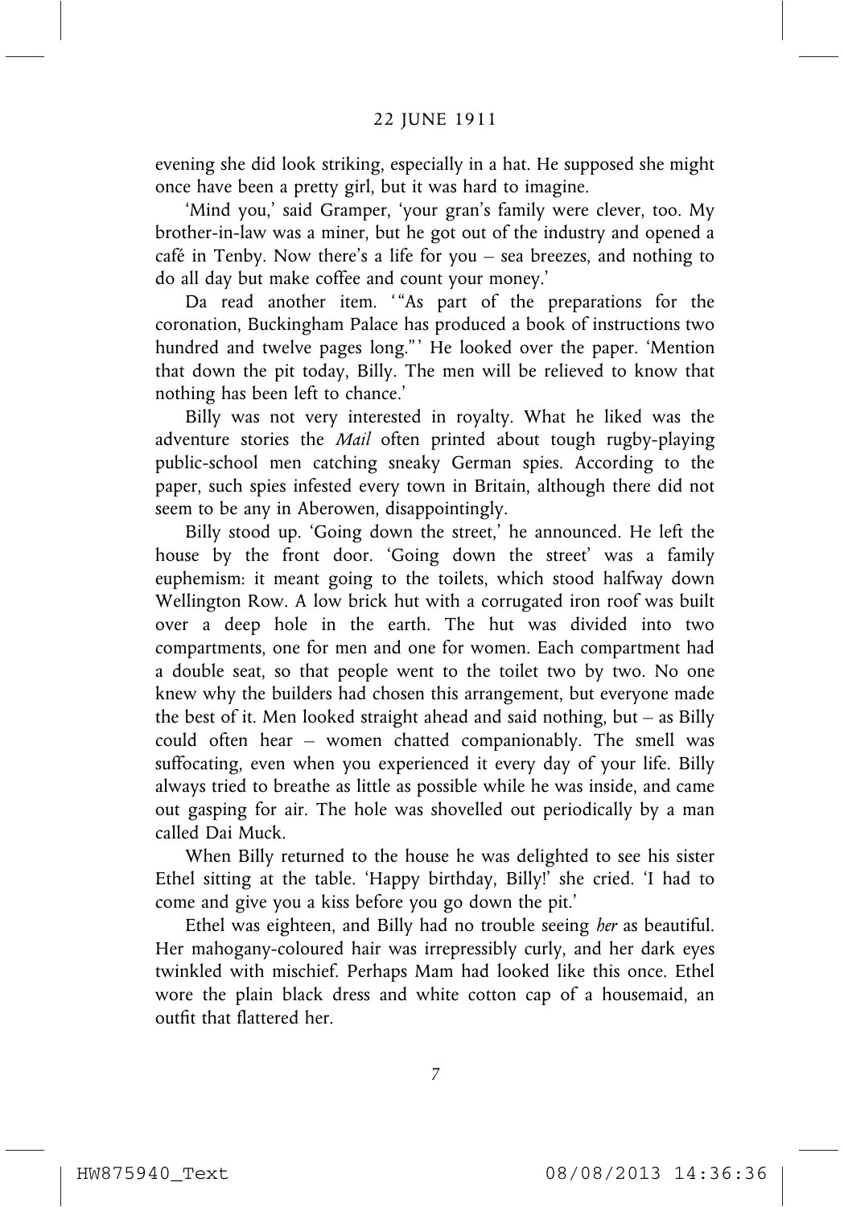evening she did look striking, especially in a hat. He supposed she might once have been a pretty girl, but it was hard to imagine.

'Mind you,' said Gramper, 'your gran's family were clever, too. My brother-in-law was a miner, but he got out of the industry and opened a café in Tenby. Now there's a life for you – sea breezes, and nothing to do all day but make coffee and count your money.'

Da read another item. '"As part of the preparations for the coronation, Buckingham Palace has produced a book of instructions two hundred and twelve pages long."' He looked over the paper. 'Mention that down the pit today, Billy. The men will be relieved to know that nothing has been left to chance.'

Billy was not very interested in royalty. What he liked was the adventure stories the *Mail* often printed about tough rugby-playing public-school men catching sneaky German spies. According to the paper, such spies infested every town in Britain, although there did not seem to be any in Aberowen, disappointingly.

Billy stood up. 'Going down the street,' he announced. He left the house by the front door. 'Going down the street' was a family euphemism: it meant going to the toilets, which stood halfway down Wellington Row. A low brick hut with a corrugated iron roof was built over a deep hole in the earth. The hut was divided into two compartments, one for men and one for women. Each compartment had a double seat, so that people went to the toilet two by two. No one knew why the builders had chosen this arrangement, but everyone made the best of it. Men looked straight ahead and said nothing, but – as Billy could often hear – women chatted companionably. The smell was suffocating, even when you experienced it every day of your life. Billy always tried to breathe as little as possible while he was inside, and came out gasping for air. The hole was shovelled out periodically by a man called Dai Muck.

When Billy returned to the house he was delighted to see his sister Ethel sitting at the table. 'Happy birthday, Billy!' she cried. 'I had to come and give you a kiss before you go down the pit.'

Ethel was eighteen, and Billy had no trouble seeing *her* as beautiful. Her mahogany-coloured hair was irrepressibly curly, and her dark eyes twinkled with mischief. Perhaps Mam had looked like this once. Ethel wore the plain black dress and white cotton cap of a housemaid, an outfit that flattered her.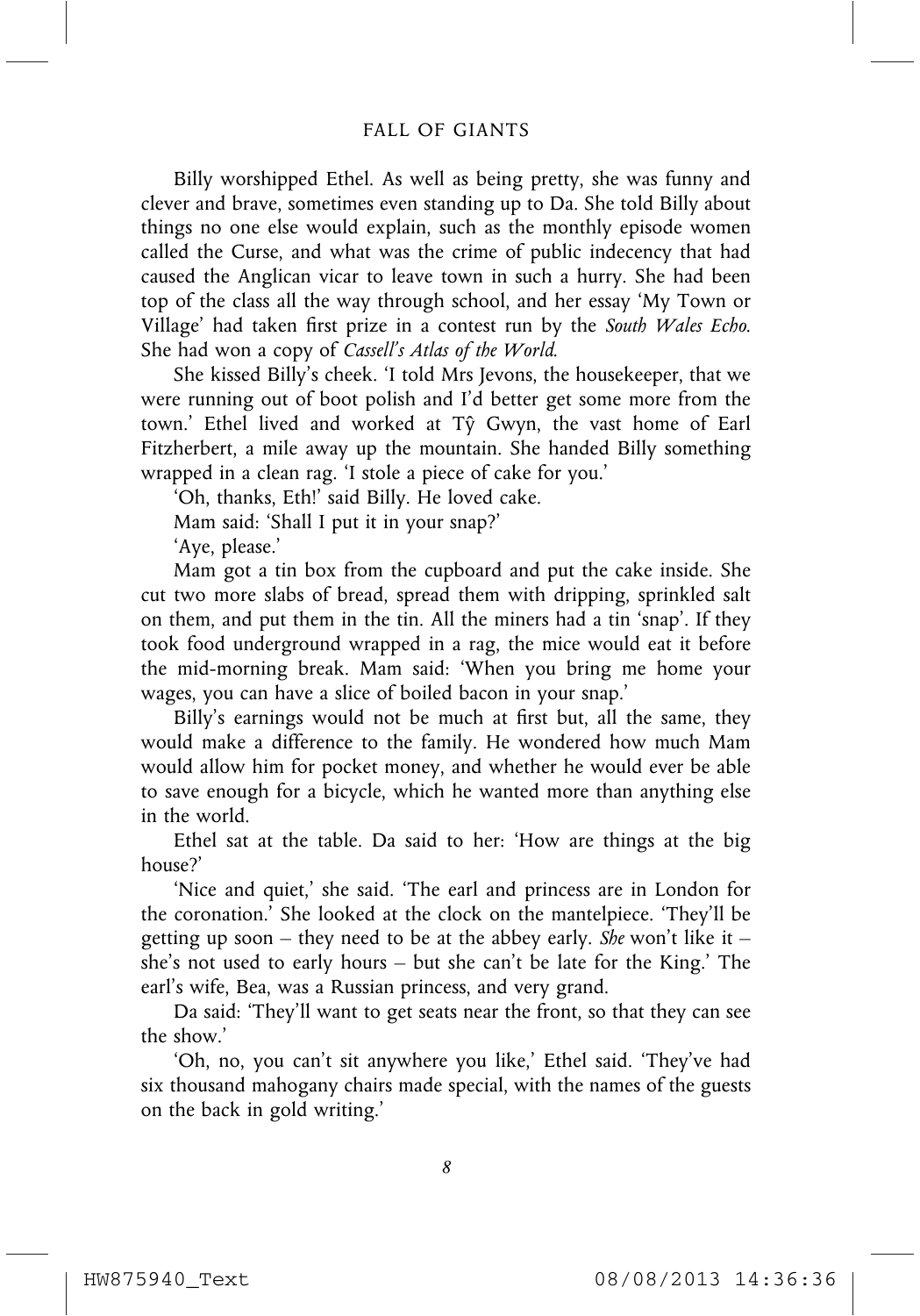Billy worshipped Ethel. As well as being pretty, she was funny and clever and brave, sometimes even standing up to Da. She told Billy about things no one else would explain, such as the monthly episode women called the Curse, and what was the crime of public indecency that had caused the Anglican vicar to leave town in such a hurry. She had been top of the class all the way through school, and her essay 'My Town or Village' had taken first prize in a contest run by the *South Wales Echo*. She had won a copy of *Cassell's Atlas of the World*.

She kissed Billy's cheek. 'I told Mrs Jevons, the housekeeper, that we were running out of boot polish and I'd better get some more from the town.' Ethel lived and worked at Tŷ Gwyn, the vast home of Earl Fitzherbert, a mile away up the mountain. She handed Billy something wrapped in a clean rag. 'I stole a piece of cake for you.'

'Oh, thanks, Eth!' said Billy. He loved cake.

Mam said: 'Shall I put it in your snap?'

'Aye, please.'

Mam got a tin box from the cupboard and put the cake inside. She cut two more slabs of bread, spread them with dripping, sprinkled salt on them, and put them in the tin. All the miners had a tin 'snap'. If they took food underground wrapped in a rag, the mice would eat it before the mid-morning break. Mam said: 'When you bring me home your wages, you can have a slice of boiled bacon in your snap.'

Billy's earnings would not be much at first but, all the same, they would make a difference to the family. He wondered how much Mam would allow him for pocket money, and whether he would ever be able to save enough for a bicycle, which he wanted more than anything else in the world.

Ethel sat at the table. Da said to her: 'How are things at the big house?'

'Nice and quiet,' she said. 'The earl and princess are in London for the coronation.' She looked at the clock on the mantelpiece. 'They'll be getting up soon – they need to be at the abbey early. *She* won't like it – she's not used to early hours – but she can't be late for the King.' The earl's wife, Bea, was a Russian princess, and very grand.

Da said: 'They'll want to get seats near the front, so that they can see the show.'

'Oh, no, you can't sit anywhere you like,' Ethel said. 'They've had six thousand mahogany chairs made special, with the names of the guests on the back in gold writing.'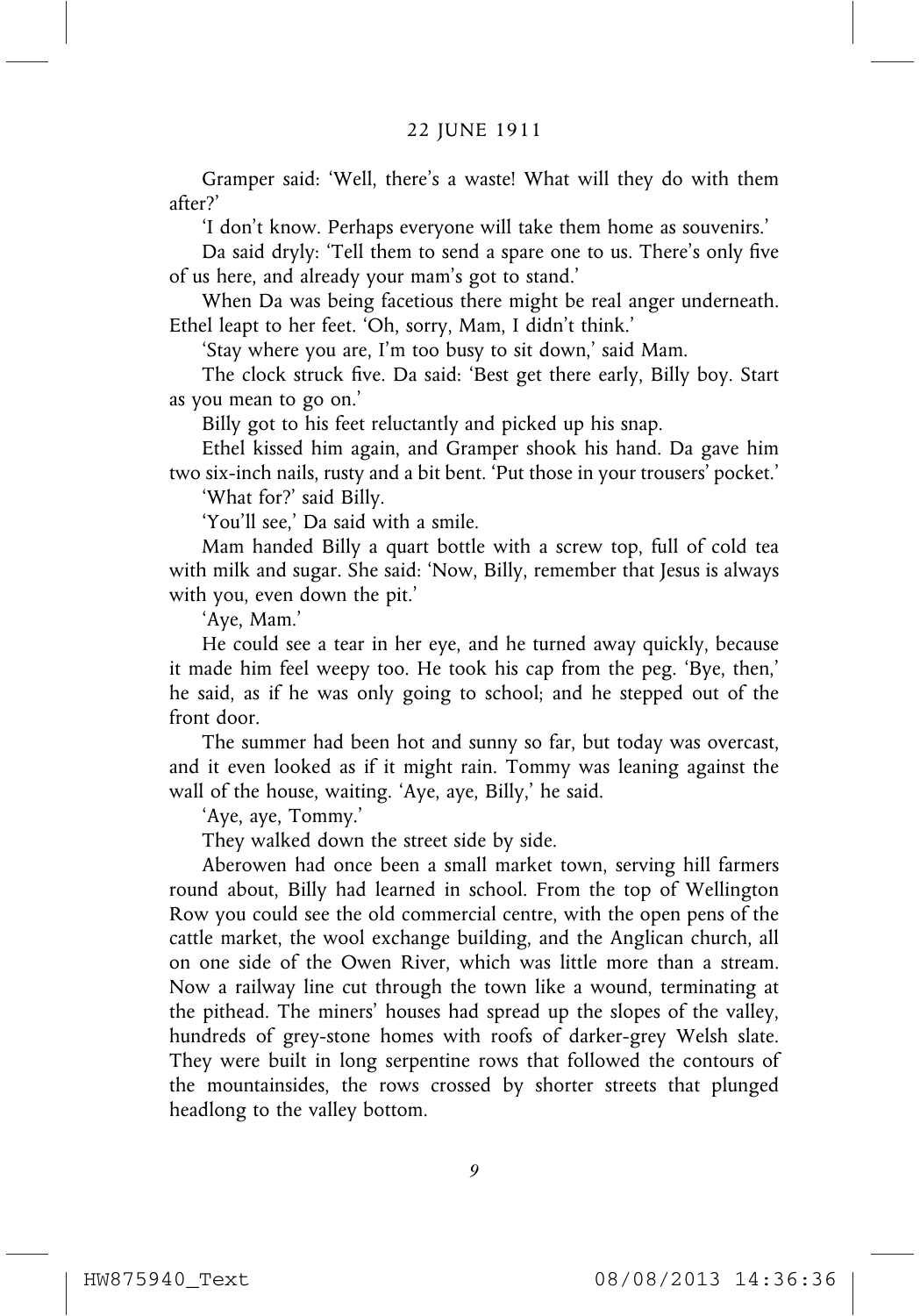Gramper said: 'Well, there's a waste! What will they do with them after?'

'I don't know. Perhaps everyone will take them home as souvenirs.'

Da said dryly: 'Tell them to send a spare one to us. There's only five of us here, and already your mam's got to stand.'

When Da was being facetious there might be real anger underneath. Ethel leapt to her feet. 'Oh, sorry, Mam, I didn't think.'

'Stay where you are, I'm too busy to sit down,' said Mam.

The clock struck five. Da said: 'Best get there early, Billy boy. Start as you mean to go on.'

Billy got to his feet reluctantly and picked up his snap.

Ethel kissed him again, and Gramper shook his hand. Da gave him two six-inch nails, rusty and a bit bent. 'Put those in your trousers' pocket.'

'What for?' said Billy.

'You'll see,' Da said with a smile.

Mam handed Billy a quart bottle with a screw top, full of cold tea with milk and sugar. She said: 'Now, Billy, remember that Jesus is always with you, even down the pit.'

'Aye, Mam.'

He could see a tear in her eye, and he turned away quickly, because it made him feel weepy too. He took his cap from the peg. 'Bye, then,' he said, as if he was only going to school; and he stepped out of the front door.

The summer had been hot and sunny so far, but today was overcast, and it even looked as if it might rain. Tommy was leaning against the wall of the house, waiting. 'Aye, aye, Billy,' he said.

'Aye, aye, Tommy.'

They walked down the street side by side.

Aberowen had once been a small market town, serving hill farmers round about, Billy had learned in school. From the top of Wellington Row you could see the old commercial centre, with the open pens of the cattle market, the wool exchange building, and the Anglican church, all on one side of the Owen River, which was little more than a stream. Now a railway line cut through the town like a wound, terminating at the pithead. The miners' houses had spread up the slopes of the valley, hundreds of grey-stone homes with roofs of darker-grey Welsh slate. They were built in long serpentine rows that followed the contours of the mountainsides, the rows crossed by shorter streets that plunged headlong to the valley bottom.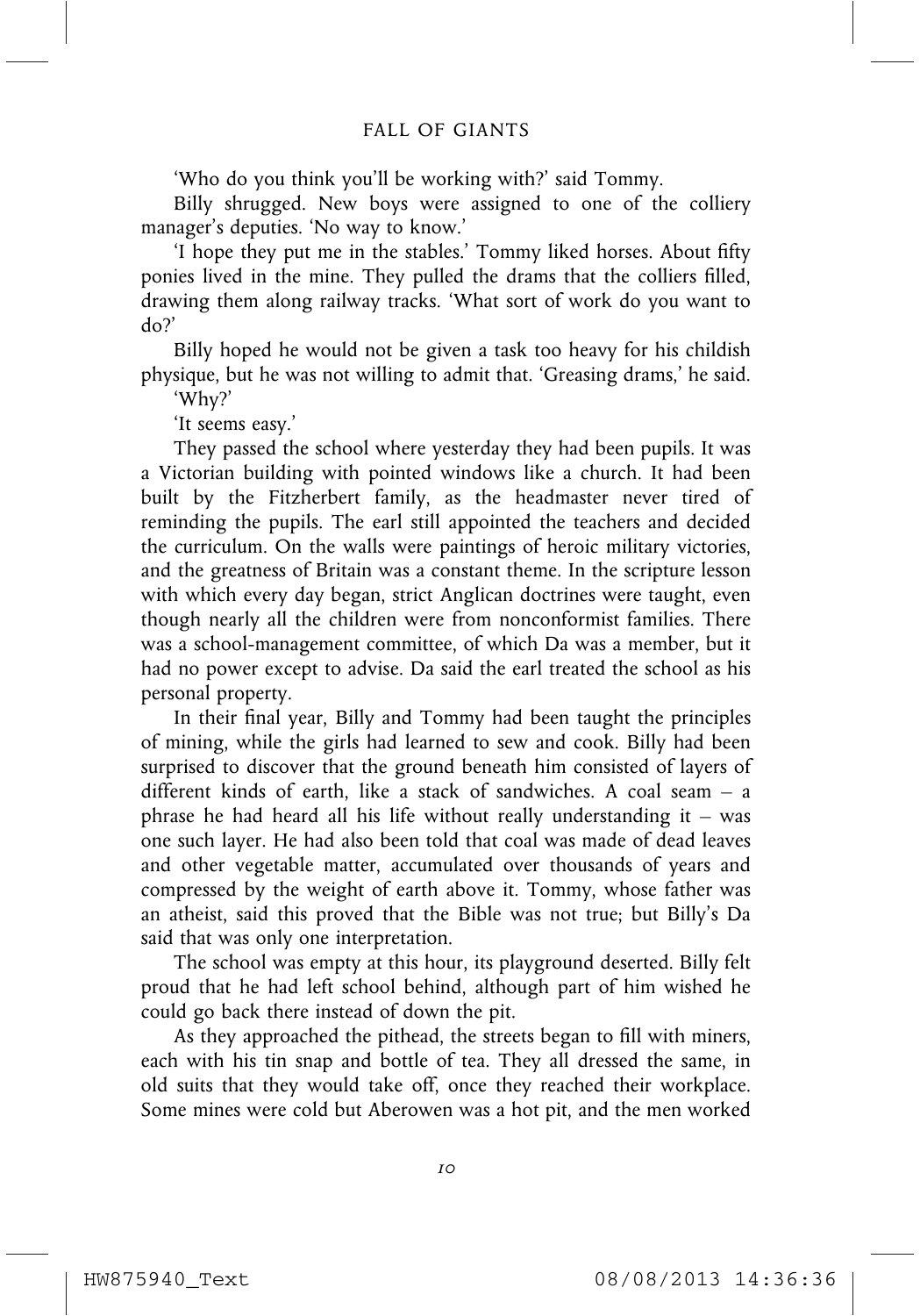'Who do you think you'll be working with?' said Tommy.

Billy shrugged. New boys were assigned to one of the colliery manager's deputies. 'No way to know.'

'I hope they put me in the stables.' Tommy liked horses. About fifty ponies lived in the mine. They pulled the drams that the colliers filled, drawing them along railway tracks. 'What sort of work do you want to do?'

Billy hoped he would not be given a task too heavy for his childish physique, but he was not willing to admit that. 'Greasing drams,' he said.

'Why?'

'It seems easy.'

They passed the school where yesterday they had been pupils. It was a Victorian building with pointed windows like a church. It had been built by the Fitzherbert family, as the headmaster never tired of reminding the pupils. The earl still appointed the teachers and decided the curriculum. On the walls were paintings of heroic military victories, and the greatness of Britain was a constant theme. In the scripture lesson with which every day began, strict Anglican doctrines were taught, even though nearly all the children were from nonconformist families. There was a school-management committee, of which Da was a member, but it had no power except to advise. Da said the earl treated the school as his personal property.

In their final year, Billy and Tommy had been taught the principles of mining, while the girls had learned to sew and cook. Billy had been surprised to discover that the ground beneath him consisted of layers of different kinds of earth, like a stack of sandwiches. A coal seam – a phrase he had heard all his life without really understanding it – was one such layer. He had also been told that coal was made of dead leaves and other vegetable matter, accumulated over thousands of years and compressed by the weight of earth above it. Tommy, whose father was an atheist, said this proved that the Bible was not true; but Billy's Da said that was only one interpretation.

The school was empty at this hour, its playground deserted. Billy felt proud that he had left school behind, although part of him wished he could go back there instead of down the pit.

As they approached the pithead, the streets began to fill with miners, each with his tin snap and bottle of tea. They all dressed the same, in old suits that they would take off, once they reached their workplace. Some mines were cold but Aberowen was a hot pit, and the men worked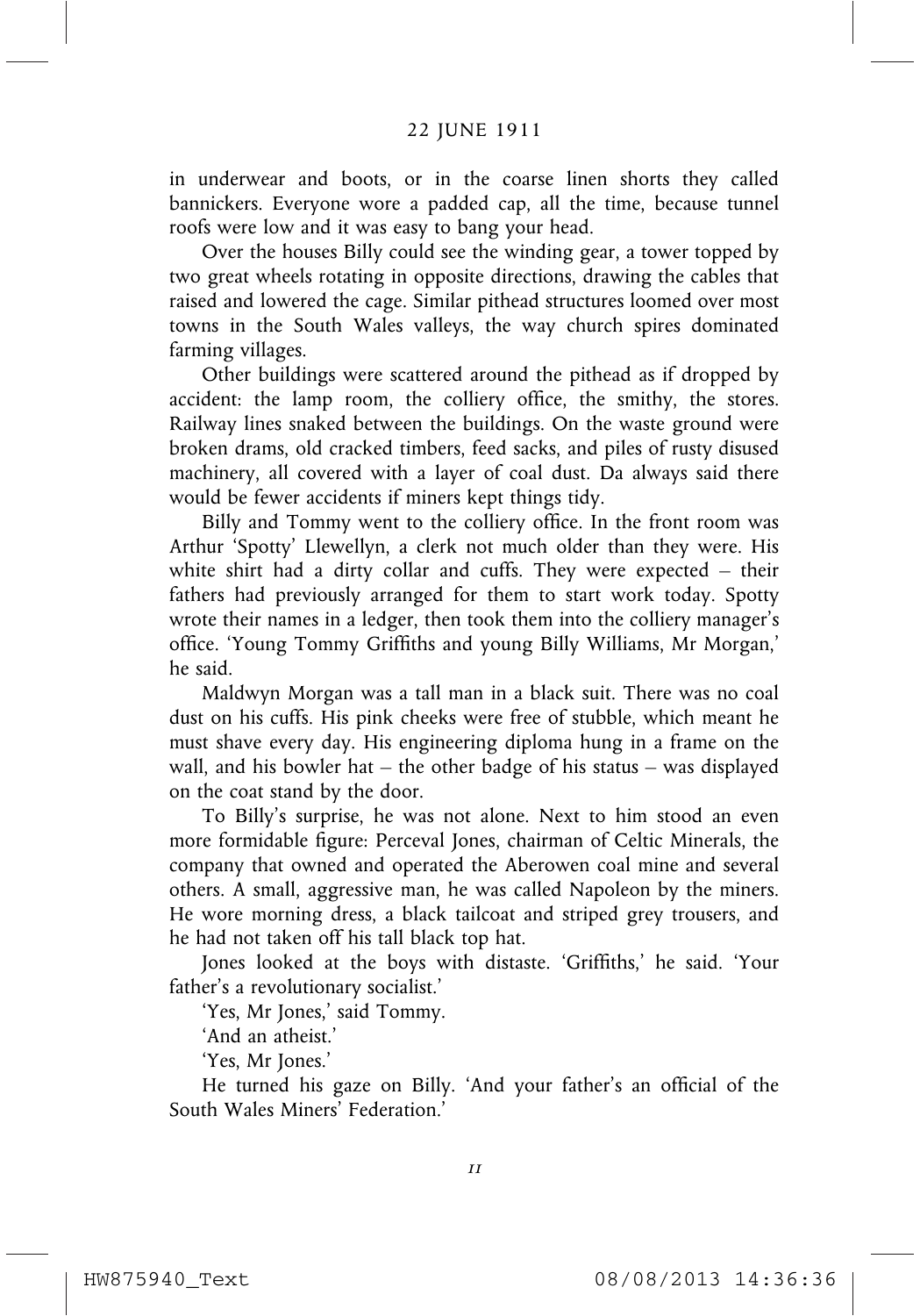in underwear and boots, or in the coarse linen shorts they called bannickers. Everyone wore a padded cap, all the time, because tunnel roofs were low and it was easy to bang your head.

Over the houses Billy could see the winding gear, a tower topped by two great wheels rotating in opposite directions, drawing the cables that raised and lowered the cage. Similar pithead structures loomed over most towns in the South Wales valleys, the way church spires dominated farming villages.

Other buildings were scattered around the pithead as if dropped by accident: the lamp room, the colliery office, the smithy, the stores. Railway lines snaked between the buildings. On the waste ground were broken drams, old cracked timbers, feed sacks, and piles of rusty disused machinery, all covered with a layer of coal dust. Da always said there would be fewer accidents if miners kept things tidy.

Billy and Tommy went to the colliery office. In the front room was Arthur 'Spotty' Llewellyn, a clerk not much older than they were. His white shirt had a dirty collar and cuffs. They were expected – their fathers had previously arranged for them to start work today. Spotty wrote their names in a ledger, then took them into the colliery manager's office. 'Young Tommy Griffiths and young Billy Williams, Mr Morgan,' he said.

Maldwyn Morgan was a tall man in a black suit. There was no coal dust on his cuffs. His pink cheeks were free of stubble, which meant he must shave every day. His engineering diploma hung in a frame on the wall, and his bowler hat – the other badge of his status – was displayed on the coat stand by the door.

To Billy's surprise, he was not alone. Next to him stood an even more formidable figure: Perceval Jones, chairman of Celtic Minerals, the company that owned and operated the Aberowen coal mine and several others. A small, aggressive man, he was called Napoleon by the miners. He wore morning dress, a black tailcoat and striped grey trousers, and he had not taken off his tall black top hat.

Jones looked at the boys with distaste. 'Griffiths,' he said. 'Your father's a revolutionary socialist.'

'Yes, Mr Jones,' said Tommy.

'And an atheist.'

'Yes, Mr Jones.'

He turned his gaze on Billy. 'And your father's an official of the South Wales Miners' Federation.'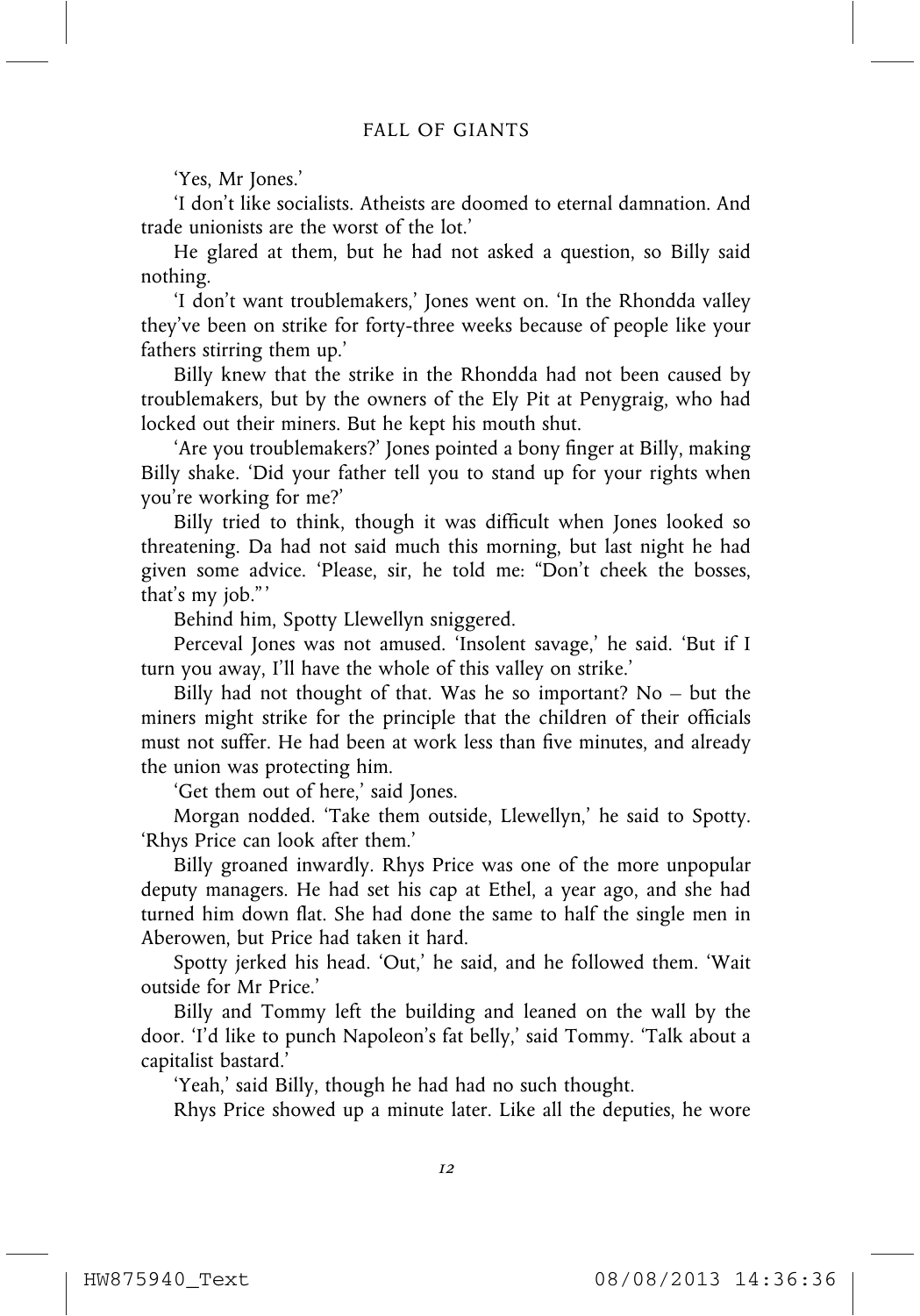'Yes, Mr Jones.'

'I don't like socialists. Atheists are doomed to eternal damnation. And trade unionists are the worst of the lot.'

He glared at them, but he had not asked a question, so Billy said nothing.

'I don't want troublemakers,' Jones went on. 'In the Rhondda valley they've been on strike for forty-three weeks because of people like your fathers stirring them up.'

Billy knew that the strike in the Rhondda had not been caused by troublemakers, but by the owners of the Ely Pit at Penygraig, who had locked out their miners. But he kept his mouth shut.

'Are you troublemakers?' Jones pointed a bony finger at Billy, making Billy shake. 'Did your father tell you to stand up for your rights when you're working for me?'

Billy tried to think, though it was difficult when Jones looked so threatening. Da had not said much this morning, but last night he had given some advice. 'Please, sir, he told me: "Don't cheek the bosses, that's my job."'

Behind him, Spotty Llewellyn sniggered.

Perceval Jones was not amused. 'Insolent savage,' he said. 'But if I turn you away, I'll have the whole of this valley on strike.'

Billy had not thought of that. Was he so important? No – but the miners might strike for the principle that the children of their officials must not suffer. He had been at work less than five minutes, and already the union was protecting him.

'Get them out of here,' said Jones.

Morgan nodded. 'Take them outside, Llewellyn,' he said to Spotty. 'Rhys Price can look after them.'

Billy groaned inwardly. Rhys Price was one of the more unpopular deputy managers. He had set his cap at Ethel, a year ago, and she had turned him down flat. She had done the same to half the single men in Aberowen, but Price had taken it hard.

Spotty jerked his head. 'Out,' he said, and he followed them. 'Wait outside for Mr Price.'

Billy and Tommy left the building and leaned on the wall by the door. 'I'd like to punch Napoleon's fat belly,' said Tommy. 'Talk about a capitalist bastard.'

'Yeah,' said Billy, though he had had no such thought.

Rhys Price showed up a minute later. Like all the deputies, he wore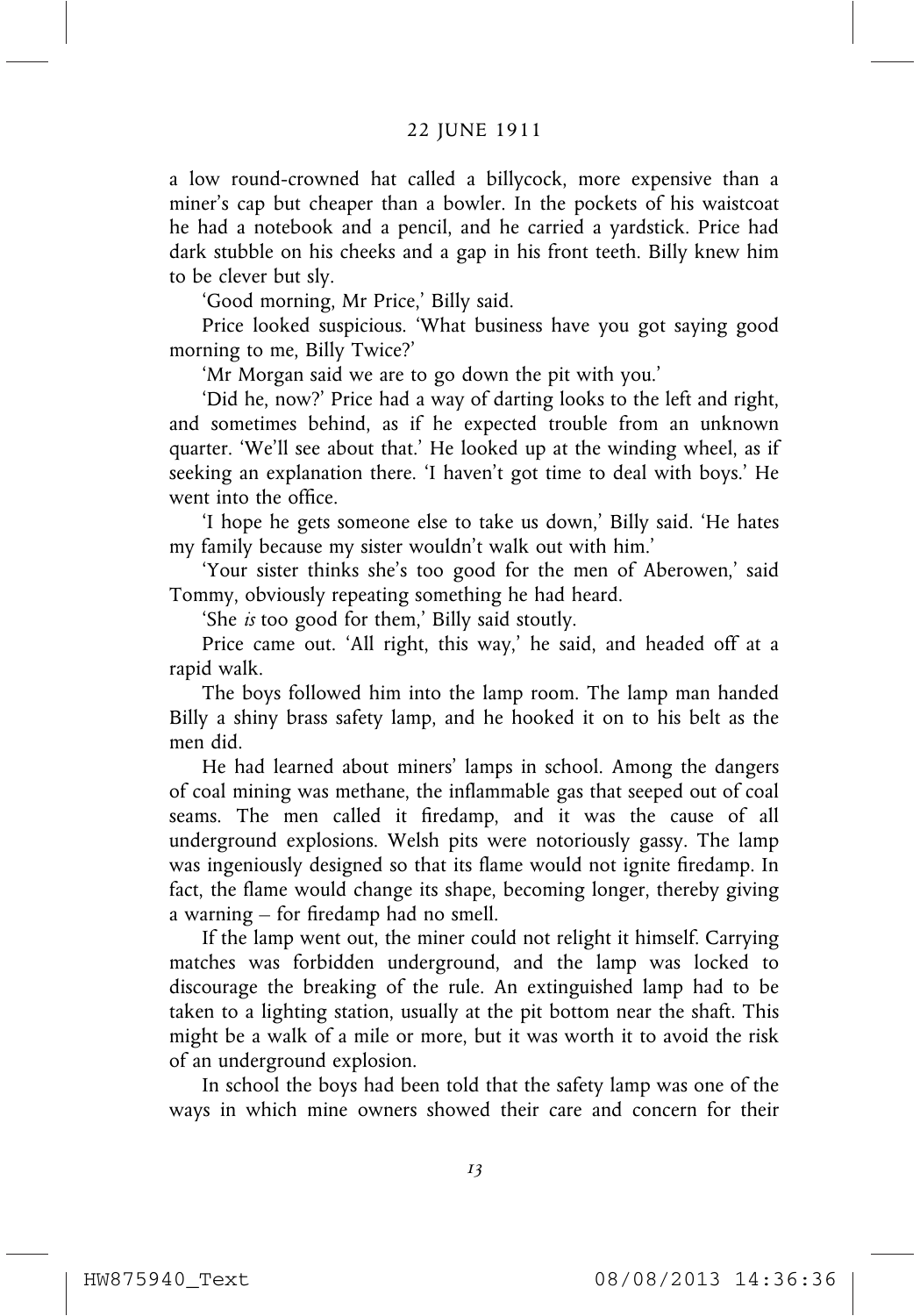a low round-crowned hat called a billycock, more expensive than a miner's cap but cheaper than a bowler. In the pockets of his waistcoat he had a notebook and a pencil, and he carried a yardstick. Price had dark stubble on his cheeks and a gap in his front teeth. Billy knew him to be clever but sly.

'Good morning, Mr Price,' Billy said.

Price looked suspicious. 'What business have you got saying good morning to me, Billy Twice?'

'Mr Morgan said we are to go down the pit with you.'

'Did he, now?' Price had a way of darting looks to the left and right, and sometimes behind, as if he expected trouble from an unknown quarter. 'We'll see about that.' He looked up at the winding wheel, as if seeking an explanation there. 'I haven't got time to deal with boys.' He went into the office.

'I hope he gets someone else to take us down,' Billy said. 'He hates my family because my sister wouldn't walk out with him.'

'Your sister thinks she's too good for the men of Aberowen,' said Tommy, obviously repeating something he had heard.

'She *is* too good for them,' Billy said stoutly.

Price came out. 'All right, this way,' he said, and headed off at a rapid walk.

The boys followed him into the lamp room. The lamp man handed Billy a shiny brass safety lamp, and he hooked it on to his belt as the men did.

He had learned about miners' lamps in school. Among the dangers of coal mining was methane, the inflammable gas that seeped out of coal seams. The men called it firedamp, and it was the cause of all underground explosions. Welsh pits were notoriously gassy. The lamp was ingeniously designed so that its flame would not ignite firedamp. In fact, the flame would change its shape, becoming longer, thereby giving a warning – for firedamp had no smell.

If the lamp went out, the miner could not relight it himself. Carrying matches was forbidden underground, and the lamp was locked to discourage the breaking of the rule. An extinguished lamp had to be taken to a lighting station, usually at the pit bottom near the shaft. This might be a walk of a mile or more, but it was worth it to avoid the risk of an underground explosion.

In school the boys had been told that the safety lamp was one of the ways in which mine owners showed their care and concern for their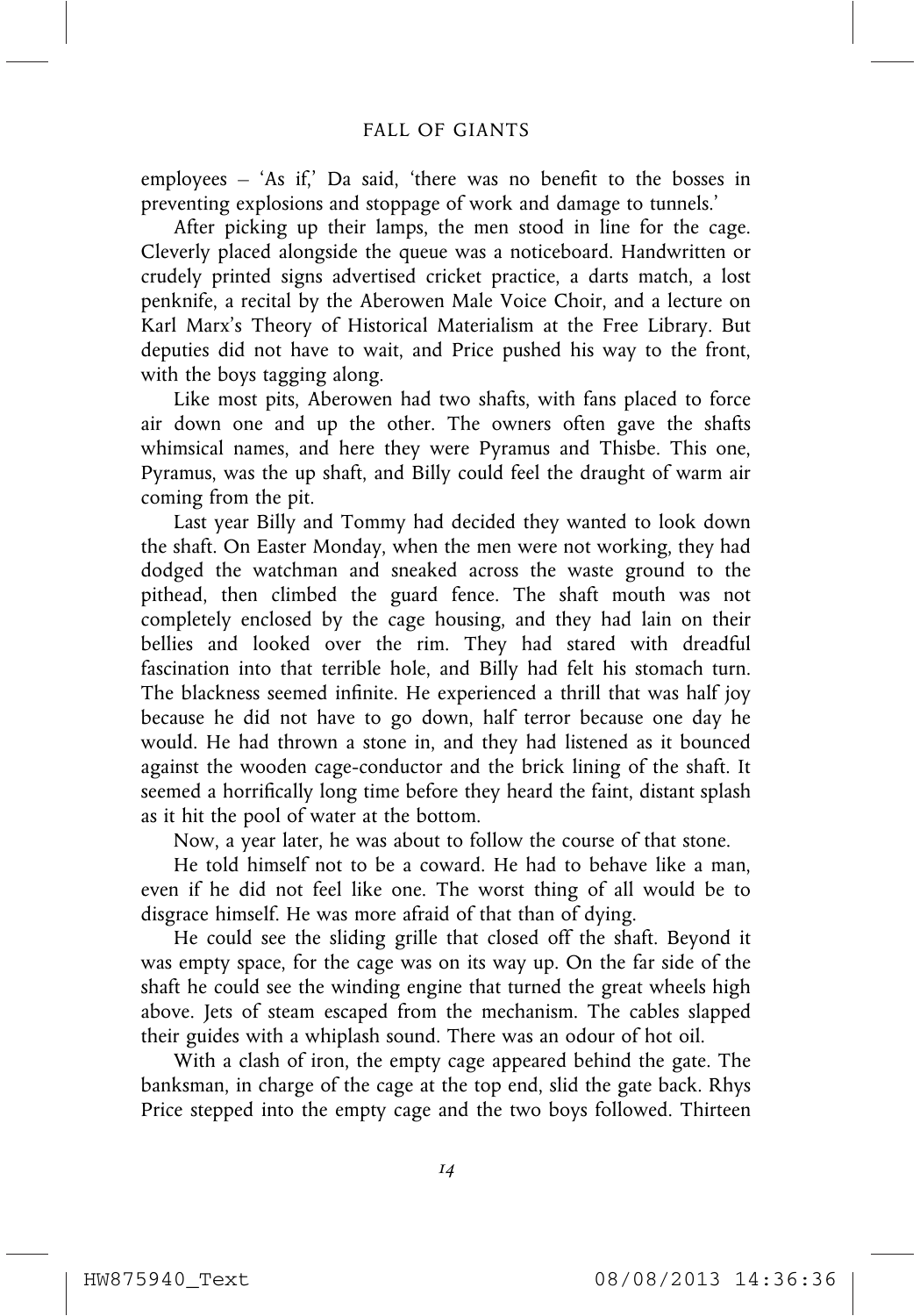employees – 'As if,' Da said, 'there was no benefit to the bosses in preventing explosions and stoppage of work and damage to tunnels.'

After picking up their lamps, the men stood in line for the cage. Cleverly placed alongside the queue was a noticeboard. Handwritten or crudely printed signs advertised cricket practice, a darts match, a lost penknife, a recital by the Aberowen Male Voice Choir, and a lecture on Karl Marx's Theory of Historical Materialism at the Free Library. But deputies did not have to wait, and Price pushed his way to the front, with the boys tagging along.

Like most pits, Aberowen had two shafts, with fans placed to force air down one and up the other. The owners often gave the shafts whimsical names, and here they were Pyramus and Thisbe. This one, Pyramus, was the up shaft, and Billy could feel the draught of warm air coming from the pit.

Last year Billy and Tommy had decided they wanted to look down the shaft. On Easter Monday, when the men were not working, they had dodged the watchman and sneaked across the waste ground to the pithead, then climbed the guard fence. The shaft mouth was not completely enclosed by the cage housing, and they had lain on their bellies and looked over the rim. They had stared with dreadful fascination into that terrible hole, and Billy had felt his stomach turn. The blackness seemed infinite. He experienced a thrill that was half joy because he did not have to go down, half terror because one day he would. He had thrown a stone in, and they had listened as it bounced against the wooden cage-conductor and the brick lining of the shaft. It seemed a horrifically long time before they heard the faint, distant splash as it hit the pool of water at the bottom.

Now, a year later, he was about to follow the course of that stone.

He told himself not to be a coward. He had to behave like a man, even if he did not feel like one. The worst thing of all would be to disgrace himself. He was more afraid of that than of dying.

He could see the sliding grille that closed off the shaft. Beyond it was empty space, for the cage was on its way up. On the far side of the shaft he could see the winding engine that turned the great wheels high above. Jets of steam escaped from the mechanism. The cables slapped their guides with a whiplash sound. There was an odour of hot oil.

With a clash of iron, the empty cage appeared behind the gate. The banksman, in charge of the cage at the top end, slid the gate back. Rhys Price stepped into the empty cage and the two boys followed. Thirteen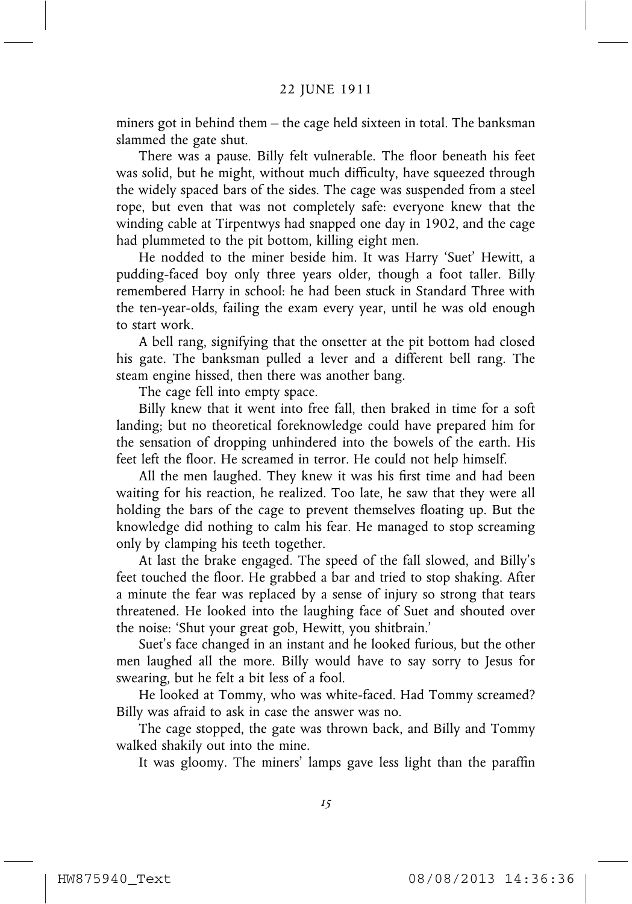miners got in behind them – the cage held sixteen in total. The banksman slammed the gate shut.

There was a pause. Billy felt vulnerable. The floor beneath his feet was solid, but he might, without much difficulty, have squeezed through the widely spaced bars of the sides. The cage was suspended from a steel rope, but even that was not completely safe: everyone knew that the winding cable at Tirpentwys had snapped one day in 1902, and the cage had plummeted to the pit bottom, killing eight men.

He nodded to the miner beside him. It was Harry 'Suet' Hewitt, a pudding-faced boy only three years older, though a foot taller. Billy remembered Harry in school: he had been stuck in Standard Three with the ten-year-olds, failing the exam every year, until he was old enough to start work.

A bell rang, signifying that the onsetter at the pit bottom had closed his gate. The banksman pulled a lever and a different bell rang. The steam engine hissed, then there was another bang.

The cage fell into empty space.

Billy knew that it went into free fall, then braked in time for a soft landing; but no theoretical foreknowledge could have prepared him for the sensation of dropping unhindered into the bowels of the earth. His feet left the floor. He screamed in terror. He could not help himself.

All the men laughed. They knew it was his first time and had been waiting for his reaction, he realized. Too late, he saw that they were all holding the bars of the cage to prevent themselves floating up. But the knowledge did nothing to calm his fear. He managed to stop screaming only by clamping his teeth together.

At last the brake engaged. The speed of the fall slowed, and Billy's feet touched the floor. He grabbed a bar and tried to stop shaking. After a minute the fear was replaced by a sense of injury so strong that tears threatened. He looked into the laughing face of Suet and shouted over the noise: 'Shut your great gob, Hewitt, you shitbrain.'

Suet's face changed in an instant and he looked furious, but the other men laughed all the more. Billy would have to say sorry to Jesus for swearing, but he felt a bit less of a fool.

He looked at Tommy, who was white-faced. Had Tommy screamed? Billy was afraid to ask in case the answer was no.

The cage stopped, the gate was thrown back, and Billy and Tommy walked shakily out into the mine.

It was gloomy. The miners' lamps gave less light than the paraffin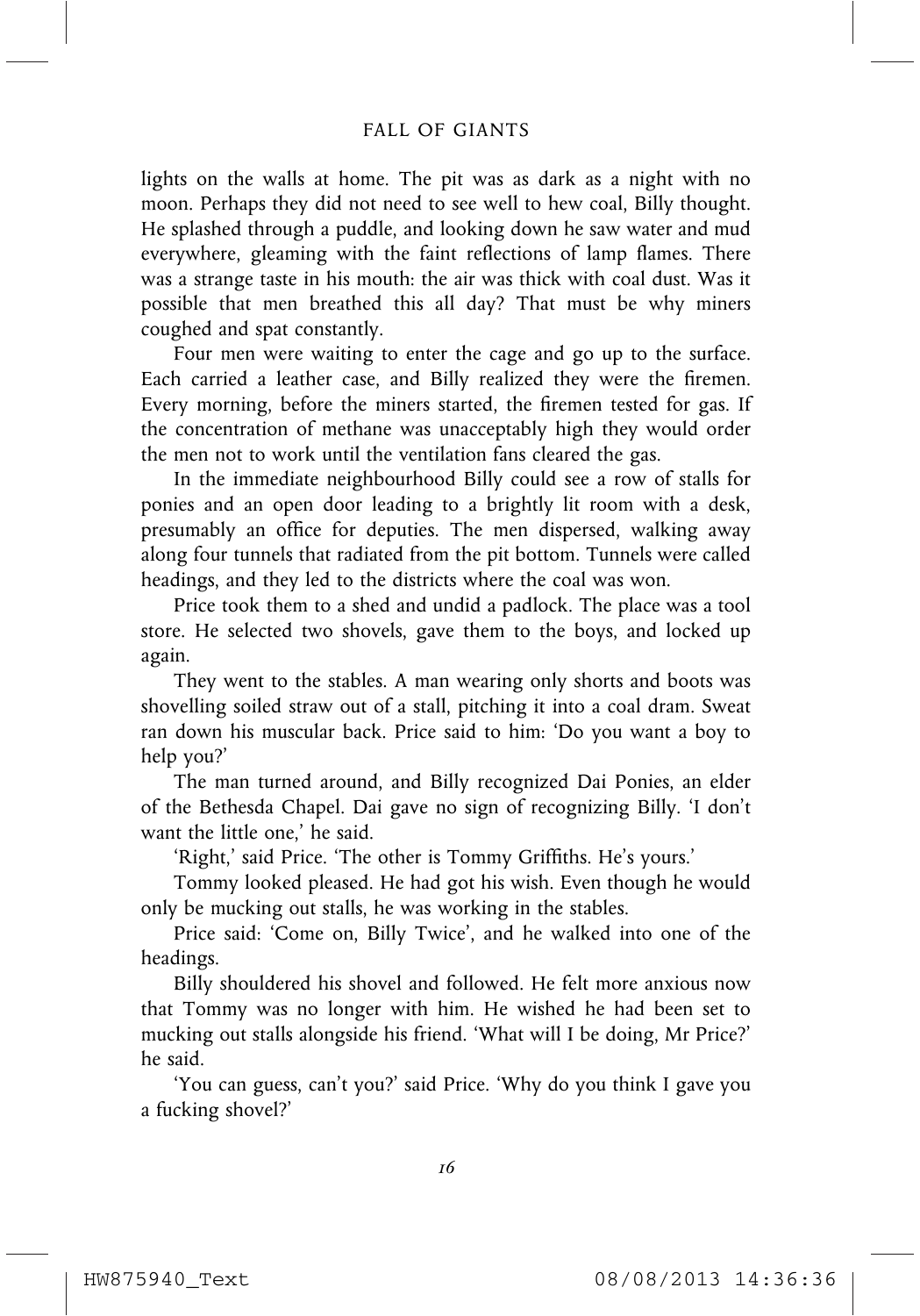lights on the walls at home. The pit was as dark as a night with no moon. Perhaps they did not need to see well to hew coal, Billy thought. He splashed through a puddle, and looking down he saw water and mud everywhere, gleaming with the faint reflections of lamp flames. There was a strange taste in his mouth: the air was thick with coal dust. Was it possible that men breathed this all day? That must be why miners coughed and spat constantly.

Four men were waiting to enter the cage and go up to the surface. Each carried a leather case, and Billy realized they were the firemen. Every morning, before the miners started, the firemen tested for gas. If the concentration of methane was unacceptably high they would order the men not to work until the ventilation fans cleared the gas.

In the immediate neighbourhood Billy could see a row of stalls for ponies and an open door leading to a brightly lit room with a desk, presumably an office for deputies. The men dispersed, walking away along four tunnels that radiated from the pit bottom. Tunnels were called headings, and they led to the districts where the coal was won.

Price took them to a shed and undid a padlock. The place was a tool store. He selected two shovels, gave them to the boys, and locked up again.

They went to the stables. A man wearing only shorts and boots was shovelling soiled straw out of a stall, pitching it into a coal dram. Sweat ran down his muscular back. Price said to him: 'Do you want a boy to help you?'

The man turned around, and Billy recognized Dai Ponies, an elder of the Bethesda Chapel. Dai gave no sign of recognizing Billy. 'I don't want the little one,' he said.

'Right,' said Price. 'The other is Tommy Griffiths. He's yours.'

Tommy looked pleased. He had got his wish. Even though he would only be mucking out stalls, he was working in the stables.

Price said: 'Come on, Billy Twice', and he walked into one of the headings.

Billy shouldered his shovel and followed. He felt more anxious now that Tommy was no longer with him. He wished he had been set to mucking out stalls alongside his friend. 'What will I be doing, Mr Price?' he said.

'You can guess, can't you?' said Price. 'Why do you think I gave you a fucking shovel?'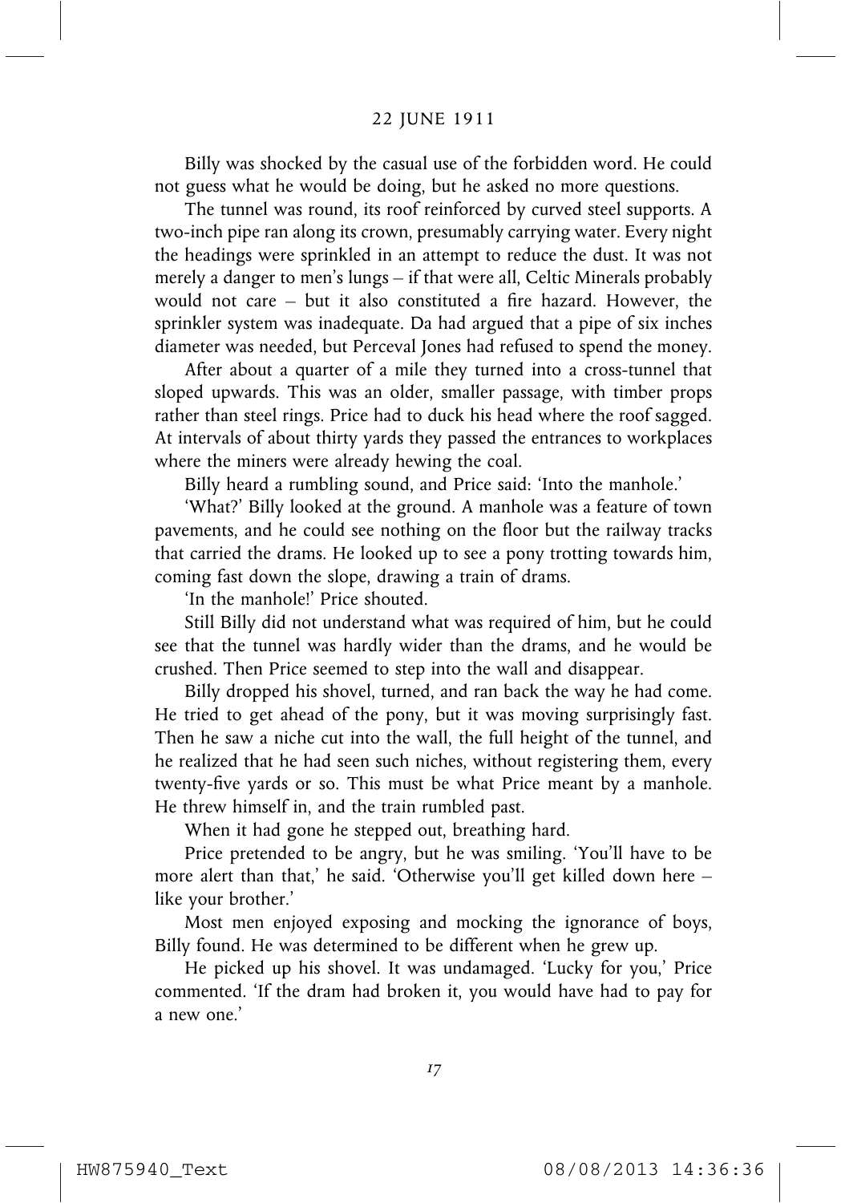Billy was shocked by the casual use of the forbidden word. He could not guess what he would be doing, but he asked no more questions.

The tunnel was round, its roof reinforced by curved steel supports. A two-inch pipe ran along its crown, presumably carrying water. Every night the headings were sprinkled in an attempt to reduce the dust. It was not merely a danger to men's lungs – if that were all, Celtic Minerals probably would not care – but it also constituted a fire hazard. However, the sprinkler system was inadequate. Da had argued that a pipe of six inches diameter was needed, but Perceval Jones had refused to spend the money.

After about a quarter of a mile they turned into a cross-tunnel that sloped upwards. This was an older, smaller passage, with timber props rather than steel rings. Price had to duck his head where the roof sagged. At intervals of about thirty yards they passed the entrances to workplaces where the miners were already hewing the coal.

Billy heard a rumbling sound, and Price said: 'Into the manhole.'

'What?' Billy looked at the ground. A manhole was a feature of town pavements, and he could see nothing on the floor but the railway tracks that carried the drams. He looked up to see a pony trotting towards him, coming fast down the slope, drawing a train of drams.

'In the manhole!' Price shouted.

Still Billy did not understand what was required of him, but he could see that the tunnel was hardly wider than the drams, and he would be crushed. Then Price seemed to step into the wall and disappear.

Billy dropped his shovel, turned, and ran back the way he had come. He tried to get ahead of the pony, but it was moving surprisingly fast. Then he saw a niche cut into the wall, the full height of the tunnel, and he realized that he had seen such niches, without registering them, every twenty-five yards or so. This must be what Price meant by a manhole. He threw himself in, and the train rumbled past.

When it had gone he stepped out, breathing hard.

Price pretended to be angry, but he was smiling. 'You'll have to be more alert than that,' he said. 'Otherwise you'll get killed down here – like your brother.'

Most men enjoyed exposing and mocking the ignorance of boys, Billy found. He was determined to be different when he grew up.

He picked up his shovel. It was undamaged. 'Lucky for you,' Price commented. 'If the dram had broken it, you would have had to pay for a new one.'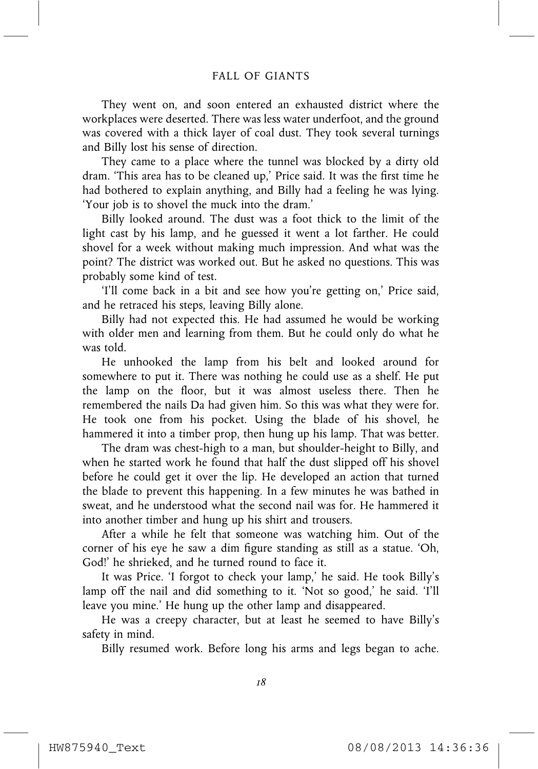They went on, and soon entered an exhausted district where the workplaces were deserted. There was less water underfoot, and the ground was covered with a thick layer of coal dust. They took several turnings and Billy lost his sense of direction.

They came to a place where the tunnel was blocked by a dirty old dram. 'This area has to be cleaned up,' Price said. It was the first time he had bothered to explain anything, and Billy had a feeling he was lying. 'Your job is to shovel the muck into the dram.'

Billy looked around. The dust was a foot thick to the limit of the light cast by his lamp, and he guessed it went a lot farther. He could shovel for a week without making much impression. And what was the point? The district was worked out. But he asked no questions. This was probably some kind of test.

'I'll come back in a bit and see how you're getting on,' Price said, and he retraced his steps, leaving Billy alone.

Billy had not expected this. He had assumed he would be working with older men and learning from them. But he could only do what he was told.

He unhooked the lamp from his belt and looked around for somewhere to put it. There was nothing he could use as a shelf. He put the lamp on the floor, but it was almost useless there. Then he remembered the nails Da had given him. So this was what they were for. He took one from his pocket. Using the blade of his shovel, he hammered it into a timber prop, then hung up his lamp. That was better.

The dram was chest-high to a man, but shoulder-height to Billy, and when he started work he found that half the dust slipped off his shovel before he could get it over the lip. He developed an action that turned the blade to prevent this happening. In a few minutes he was bathed in sweat, and he understood what the second nail was for. He hammered it into another timber and hung up his shirt and trousers.

After a while he felt that someone was watching him. Out of the corner of his eye he saw a dim figure standing as still as a statue. 'Oh, God!' he shrieked, and he turned round to face it.

It was Price. 'I forgot to check your lamp,' he said. He took Billy's lamp off the nail and did something to it. 'Not so good,' he said. 'I'll leave you mine.' He hung up the other lamp and disappeared.

He was a creepy character, but at least he seemed to have Billy's safety in mind.

Billy resumed work. Before long his arms and legs began to ache.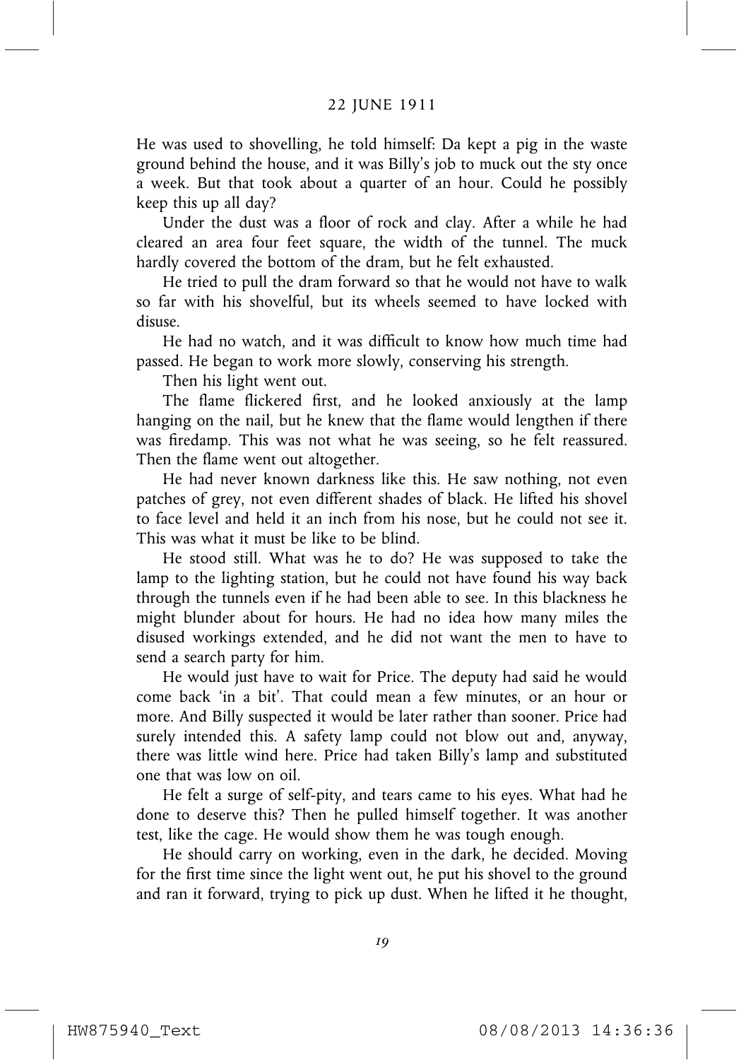He was used to shovelling, he told himself: Da kept a pig in the waste ground behind the house, and it was Billy's job to muck out the sty once a week. But that took about a quarter of an hour. Could he possibly keep this up all day?

Under the dust was a floor of rock and clay. After a while he had cleared an area four feet square, the width of the tunnel. The muck hardly covered the bottom of the dram, but he felt exhausted.

He tried to pull the dram forward so that he would not have to walk so far with his shovelful, but its wheels seemed to have locked with disuse.

He had no watch, and it was difficult to know how much time had passed. He began to work more slowly, conserving his strength.

Then his light went out.

The flame flickered first, and he looked anxiously at the lamp hanging on the nail, but he knew that the flame would lengthen if there was firedamp. This was not what he was seeing, so he felt reassured. Then the flame went out altogether.

He had never known darkness like this. He saw nothing, not even patches of grey, not even different shades of black. He lifted his shovel to face level and held it an inch from his nose, but he could not see it. This was what it must be like to be blind.

He stood still. What was he to do? He was supposed to take the lamp to the lighting station, but he could not have found his way back through the tunnels even if he had been able to see. In this blackness he might blunder about for hours. He had no idea how many miles the disused workings extended, and he did not want the men to have to send a search party for him.

He would just have to wait for Price. The deputy had said he would come back 'in a bit'. That could mean a few minutes, or an hour or more. And Billy suspected it would be later rather than sooner. Price had surely intended this. A safety lamp could not blow out and, anyway, there was little wind here. Price had taken Billy's lamp and substituted one that was low on oil.

He felt a surge of self-pity, and tears came to his eyes. What had he done to deserve this? Then he pulled himself together. It was another test, like the cage. He would show them he was tough enough.

He should carry on working, even in the dark, he decided. Moving for the first time since the light went out, he put his shovel to the ground and ran it forward, trying to pick up dust. When he lifted it he thought,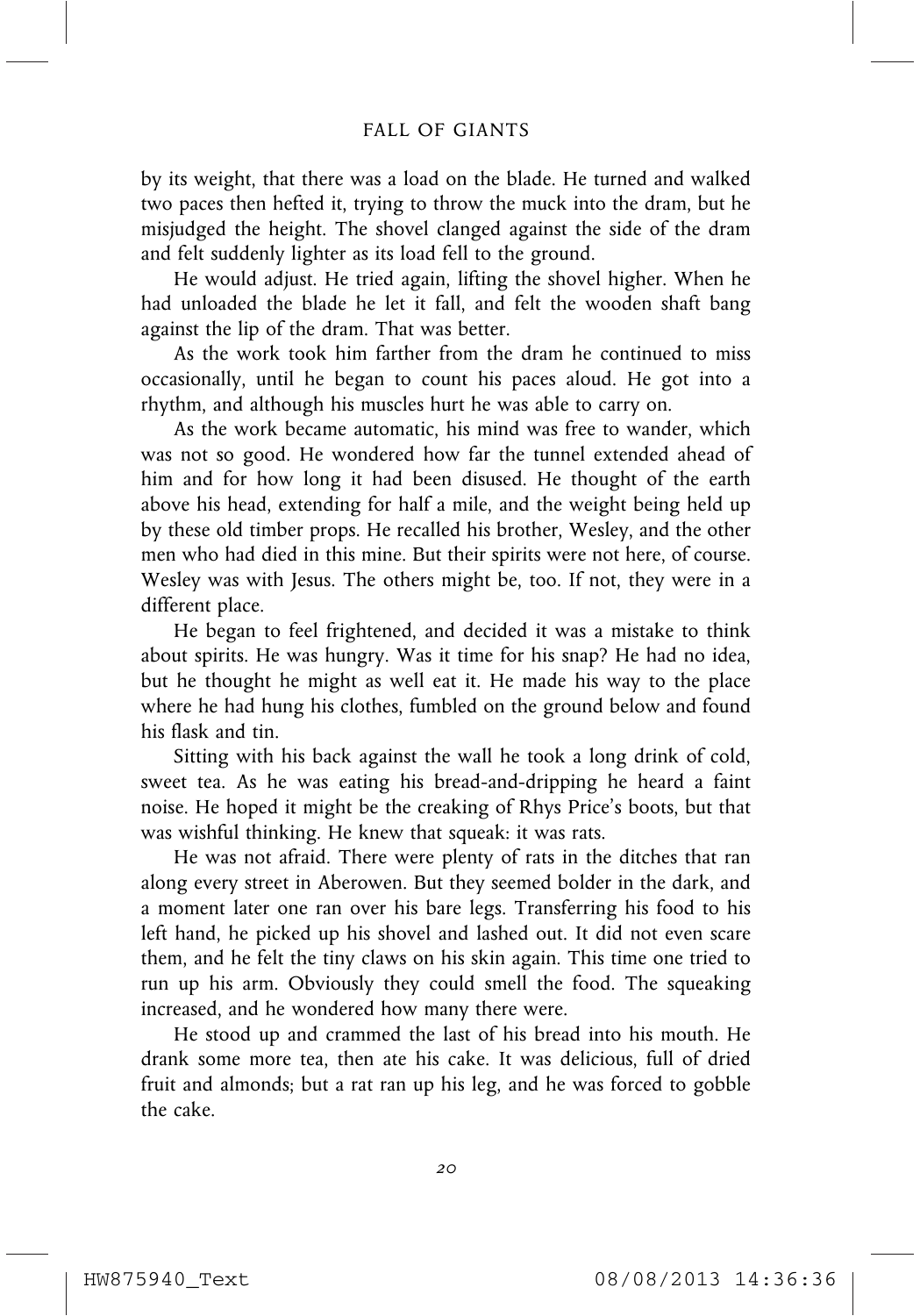by its weight, that there was a load on the blade. He turned and walked two paces then hefted it, trying to throw the muck into the dram, but he misjudged the height. The shovel clanged against the side of the dram and felt suddenly lighter as its load fell to the ground.

He would adjust. He tried again, lifting the shovel higher. When he had unloaded the blade he let it fall, and felt the wooden shaft bang against the lip of the dram. That was better.

As the work took him farther from the dram he continued to miss occasionally, until he began to count his paces aloud. He got into a rhythm, and although his muscles hurt he was able to carry on.

As the work became automatic, his mind was free to wander, which was not so good. He wondered how far the tunnel extended ahead of him and for how long it had been disused. He thought of the earth above his head, extending for half a mile, and the weight being held up by these old timber props. He recalled his brother, Wesley, and the other men who had died in this mine. But their spirits were not here, of course. Wesley was with Jesus. The others might be, too. If not, they were in a different place.

He began to feel frightened, and decided it was a mistake to think about spirits. He was hungry. Was it time for his snap? He had no idea, but he thought he might as well eat it. He made his way to the place where he had hung his clothes, fumbled on the ground below and found his flask and tin.

Sitting with his back against the wall he took a long drink of cold, sweet tea. As he was eating his bread-and-dripping he heard a faint noise. He hoped it might be the creaking of Rhys Price's boots, but that was wishful thinking. He knew that squeak: it was rats.

He was not afraid. There were plenty of rats in the ditches that ran along every street in Aberowen. But they seemed bolder in the dark, and a moment later one ran over his bare legs. Transferring his food to his left hand, he picked up his shovel and lashed out. It did not even scare them, and he felt the tiny claws on his skin again. This time one tried to run up his arm. Obviously they could smell the food. The squeaking increased, and he wondered how many there were.

He stood up and crammed the last of his bread into his mouth. He drank some more tea, then ate his cake. It was delicious, full of dried fruit and almonds; but a rat ran up his leg, and he was forced to gobble the cake.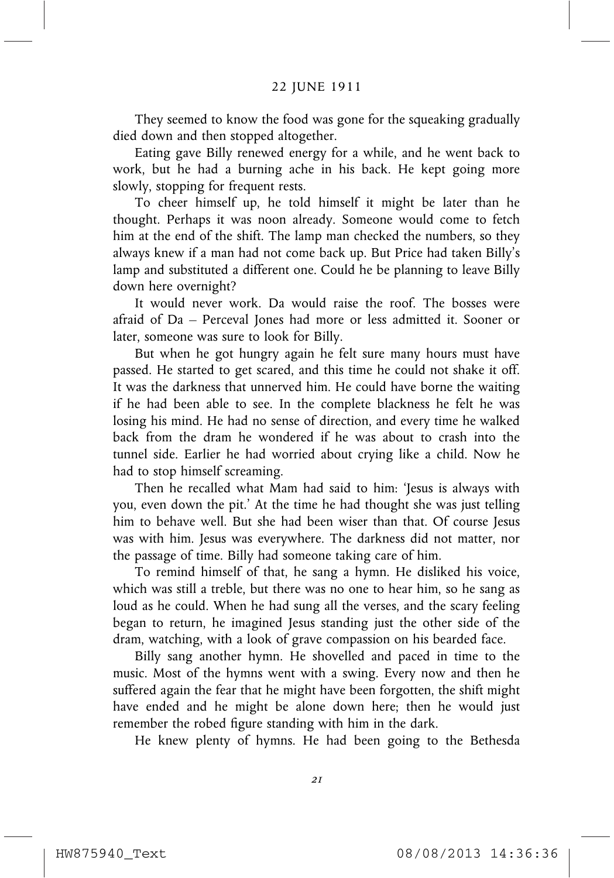They seemed to know the food was gone for the squeaking gradually died down and then stopped altogether.

Eating gave Billy renewed energy for a while, and he went back to work, but he had a burning ache in his back. He kept going more slowly, stopping for frequent rests.

To cheer himself up, he told himself it might be later than he thought. Perhaps it was noon already. Someone would come to fetch him at the end of the shift. The lamp man checked the numbers, so they always knew if a man had not come back up. But Price had taken Billy's lamp and substituted a different one. Could he be planning to leave Billy down here overnight?

It would never work. Da would raise the roof. The bosses were afraid of Da – Perceval Jones had more or less admitted it. Sooner or later, someone was sure to look for Billy.

But when he got hungry again he felt sure many hours must have passed. He started to get scared, and this time he could not shake it off. It was the darkness that unnerved him. He could have borne the waiting if he had been able to see. In the complete blackness he felt he was losing his mind. He had no sense of direction, and every time he walked back from the dram he wondered if he was about to crash into the tunnel side. Earlier he had worried about crying like a child. Now he had to stop himself screaming.

Then he recalled what Mam had said to him: 'Jesus is always with you, even down the pit.' At the time he had thought she was just telling him to behave well. But she had been wiser than that. Of course Jesus was with him. Jesus was everywhere. The darkness did not matter, nor the passage of time. Billy had someone taking care of him.

To remind himself of that, he sang a hymn. He disliked his voice, which was still a treble, but there was no one to hear him, so he sang as loud as he could. When he had sung all the verses, and the scary feeling began to return, he imagined Jesus standing just the other side of the dram, watching, with a look of grave compassion on his bearded face.

Billy sang another hymn. He shovelled and paced in time to the music. Most of the hymns went with a swing. Every now and then he suffered again the fear that he might have been forgotten, the shift might have ended and he might be alone down here; then he would just remember the robed figure standing with him in the dark.

He knew plenty of hymns. He had been going to the Bethesda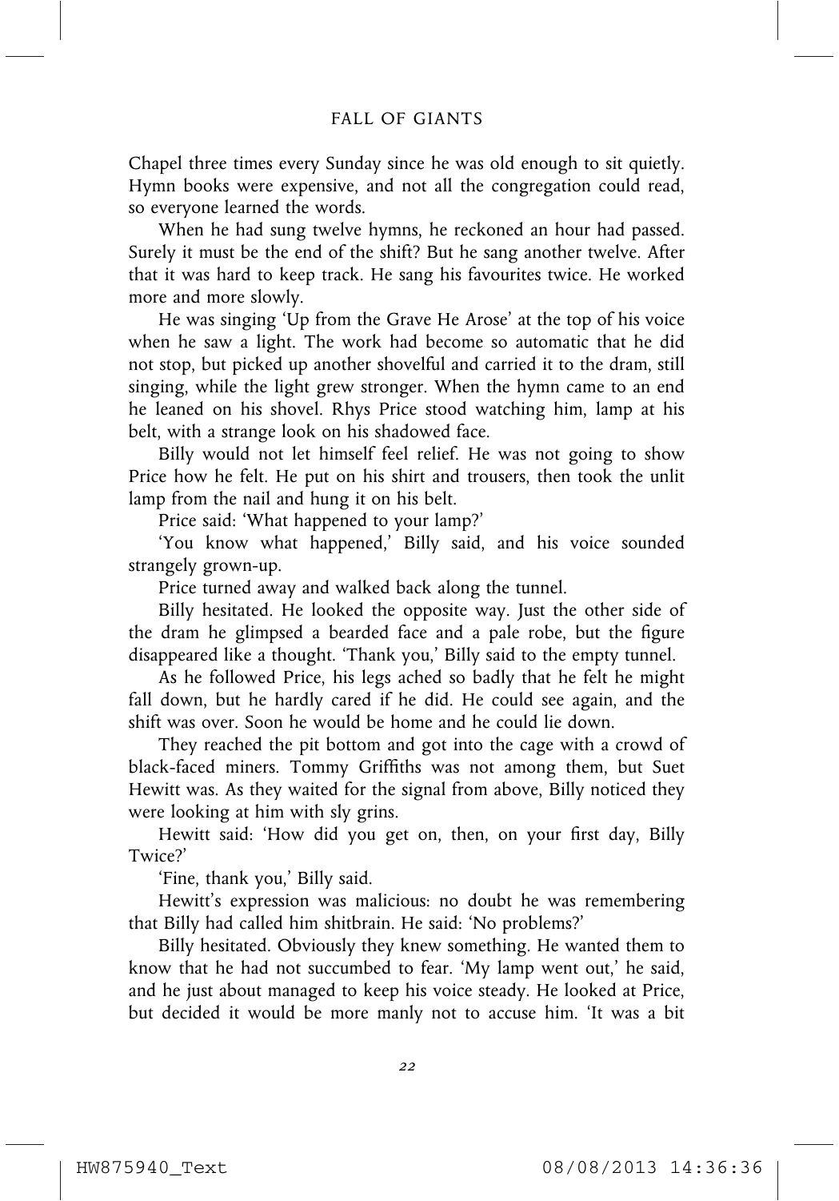Chapel three times every Sunday since he was old enough to sit quietly. Hymn books were expensive, and not all the congregation could read, so everyone learned the words.

When he had sung twelve hymns, he reckoned an hour had passed. Surely it must be the end of the shift? But he sang another twelve. After that it was hard to keep track. He sang his favourites twice. He worked more and more slowly.

He was singing 'Up from the Grave He Arose' at the top of his voice when he saw a light. The work had become so automatic that he did not stop, but picked up another shovelful and carried it to the dram, still singing, while the light grew stronger. When the hymn came to an end he leaned on his shovel. Rhys Price stood watching him, lamp at his belt, with a strange look on his shadowed face.

Billy would not let himself feel relief. He was not going to show Price how he felt. He put on his shirt and trousers, then took the unlit lamp from the nail and hung it on his belt.

Price said: 'What happened to your lamp?'

'You know what happened,' Billy said, and his voice sounded strangely grown-up.

Price turned away and walked back along the tunnel.

Billy hesitated. He looked the opposite way. Just the other side of the dram he glimpsed a bearded face and a pale robe, but the figure disappeared like a thought. 'Thank you,' Billy said to the empty tunnel.

As he followed Price, his legs ached so badly that he felt he might fall down, but he hardly cared if he did. He could see again, and the shift was over. Soon he would be home and he could lie down.

They reached the pit bottom and got into the cage with a crowd of black-faced miners. Tommy Griffiths was not among them, but Suet Hewitt was. As they waited for the signal from above, Billy noticed they were looking at him with sly grins.

Hewitt said: 'How did you get on, then, on your first day, Billy Twice?'

'Fine, thank you,' Billy said.

Hewitt's expression was malicious: no doubt he was remembering that Billy had called him shitbrain. He said: 'No problems?'

Billy hesitated. Obviously they knew something. He wanted them to know that he had not succumbed to fear. 'My lamp went out,' he said, and he just about managed to keep his voice steady. He looked at Price, but decided it would be more manly not to accuse him. 'It was a bit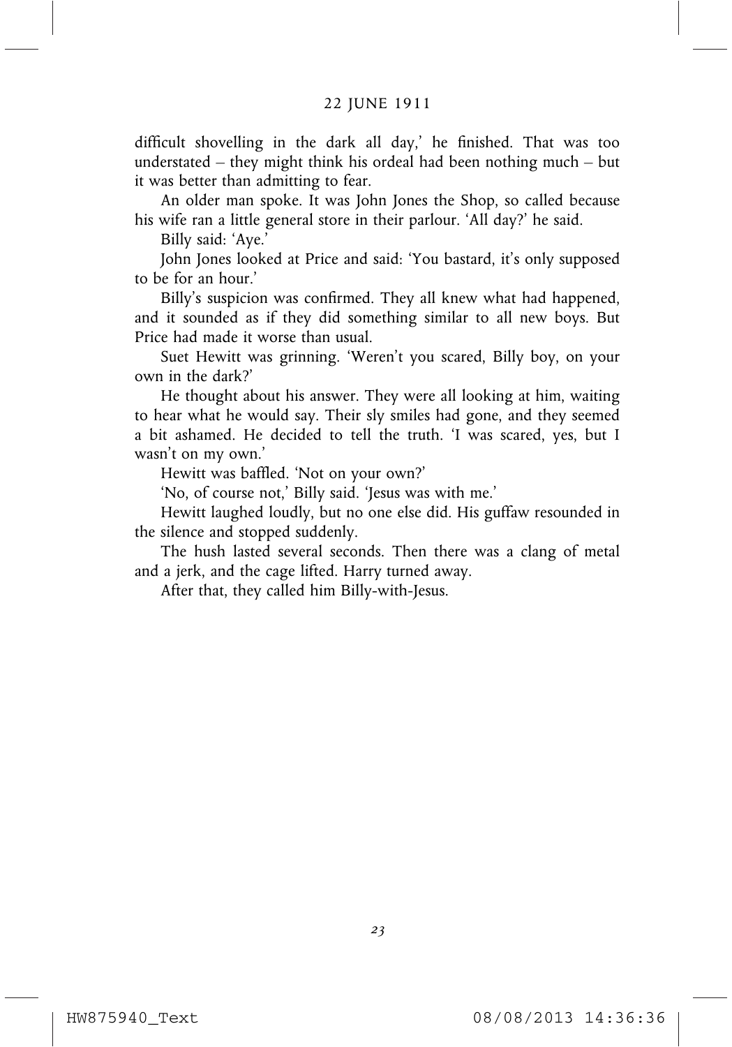difficult shovelling in the dark all day,' he finished. That was too understated – they might think his ordeal had been nothing much – but it was better than admitting to fear.

An older man spoke. It was John Jones the Shop, so called because his wife ran a little general store in their parlour. 'All day?' he said.

Billy said: 'Aye.'

John Jones looked at Price and said: 'You bastard, it's only supposed to be for an hour.'

Billy's suspicion was confirmed. They all knew what had happened, and it sounded as if they did something similar to all new boys. But Price had made it worse than usual.

Suet Hewitt was grinning. 'Weren't you scared, Billy boy, on your own in the dark?'

He thought about his answer. They were all looking at him, waiting to hear what he would say. Their sly smiles had gone, and they seemed a bit ashamed. He decided to tell the truth. 'I was scared, yes, but I wasn't on my own.'

Hewitt was baffled. 'Not on your own?'

'No, of course not,' Billy said. 'Jesus was with me.'

Hewitt laughed loudly, but no one else did. His guffaw resounded in the silence and stopped suddenly.

The hush lasted several seconds. Then there was a clang of metal and a jerk, and the cage lifted. Harry turned away.

After that, they called him Billy-with-Jesus.